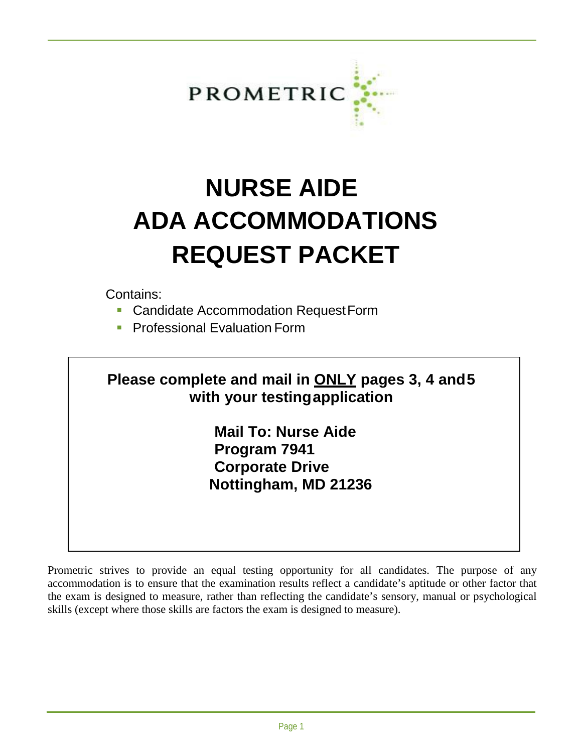PROMETRIC

# NURSE AIDE ADA ACCOMMODATIONS REQUEST PACKET

Contains:

- Candidate Accommodation Request Form
- Professional Evaluation Form

**Please complete and mail in ONLY pages 3, 4 and 5 with your testing application**

**Mail To: Nurse Aide**
**Program 7941**
**Corporate Drive**
**Nottingham, MD 21236**

Prometric strives to provide an equal testing opportunity for all candidates. The purpose of any accommodation is to ensure that the examination results reflect a candidate's aptitude or other factor that the exam is designed to measure, rather than reflecting the candidate's sensory, manual or psychological skills (except where those skills are factors the exam is designed to measure).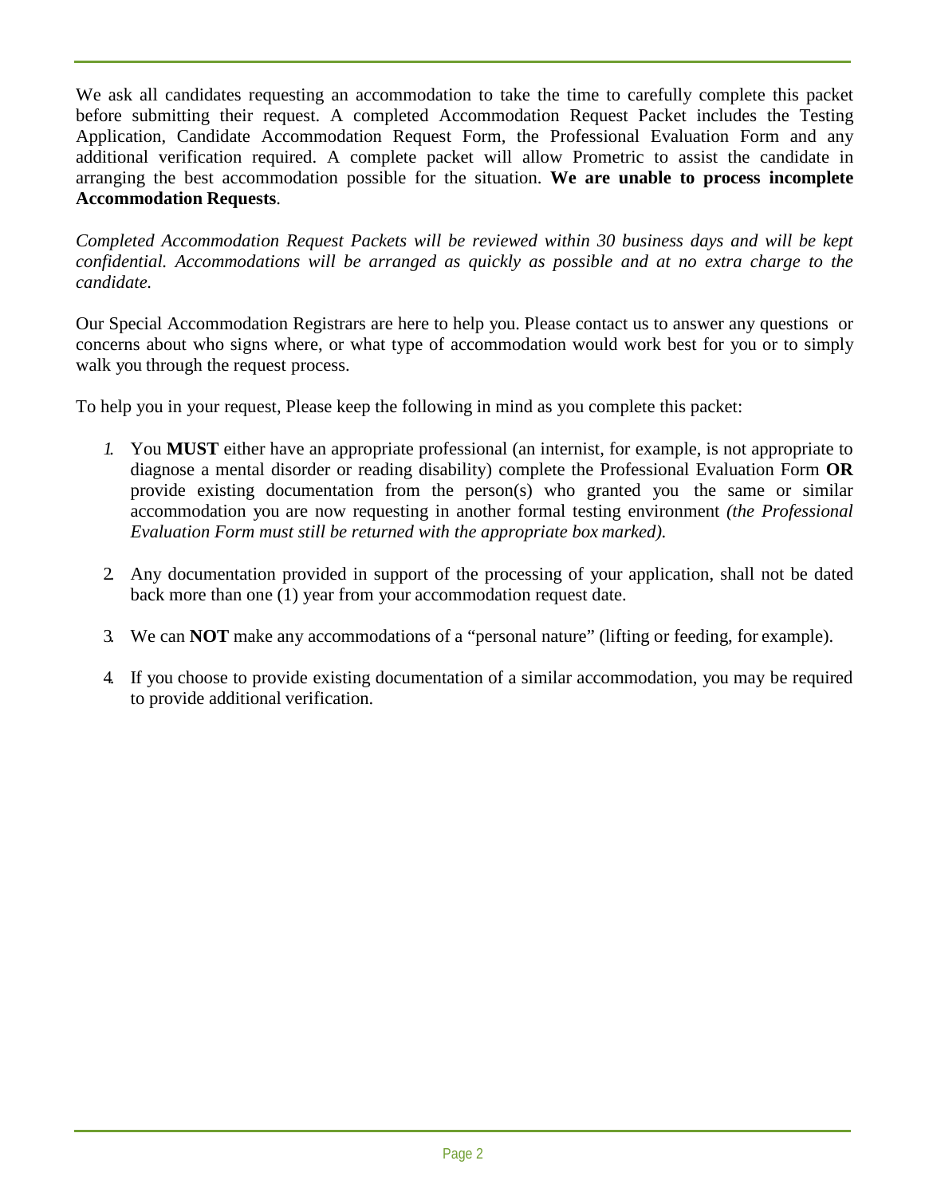We ask all candidates requesting an accommodation to take the time to carefully complete this packet before submitting their request. A completed Accommodation Request Packet includes the Testing Application, Candidate Accommodation Request Form, the Professional Evaluation Form and any additional verification required. A complete packet will allow Prometric to assist the candidate in arranging the best accommodation possible for the situation. **We are unable to process incomplete Accommodation Requests**.

*Completed Accommodation Request Packets will be reviewed within 30 business days and will be kept confidential. Accommodations will be arranged as quickly as possible and at no extra charge to the candidate.*

Our Special Accommodation Registrars are here to help you. Please contact us to answer any questions or concerns about who signs where, or what type of accommodation would work best for you or to simply walk you through the request process.

To help you in your request, Please keep the following in mind as you complete this packet:

1. You **MUST** either have an appropriate professional (an internist, for example, is not appropriate to diagnose a mental disorder or reading disability) complete the Professional Evaluation Form **OR** provide existing documentation from the person(s) who granted you the same or similar accommodation you are now requesting in another formal testing environment *(the Professional Evaluation Form must still be returned with the appropriate box marked).*

2. Any documentation provided in support of the processing of your application, shall not be dated back more than one (1) year from your accommodation request date.

3. We can **NOT** make any accommodations of a "personal nature" (lifting or feeding, for example).

4. If you choose to provide existing documentation of a similar accommodation, you may be required to provide additional verification.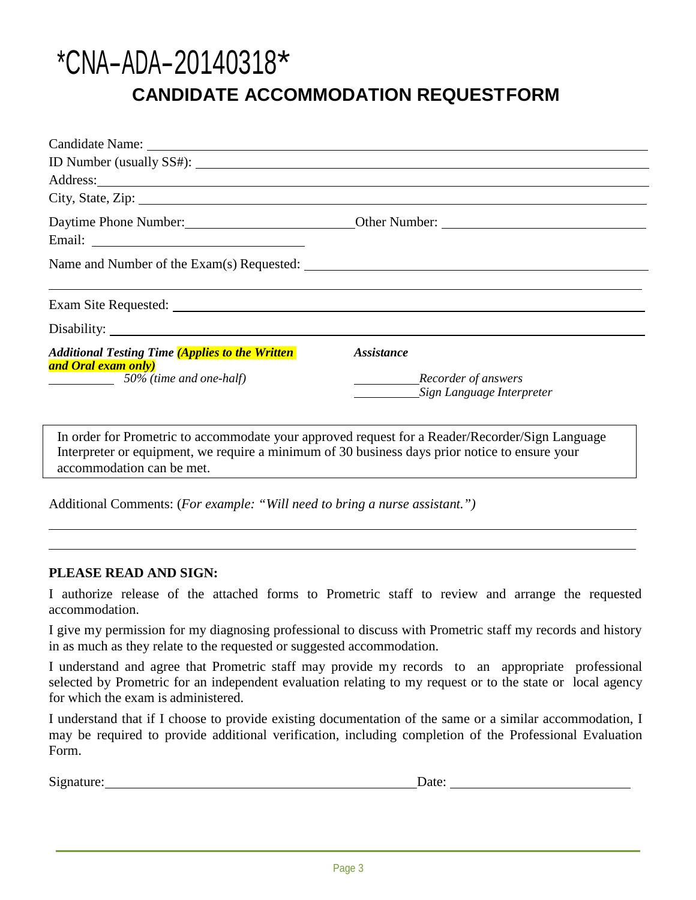*CNA-ADA-20140318*

# CANDIDATE ACCOMMODATION REQUESTFORM

Candidate Name: ______________________________________________

ID Number (usually SS#): ______________________________________________

Address: ______________________________________________

City, State, Zip: ______________________________________________

Daytime Phone Number: ____________________ Other Number: ____________________

Email: ____________________

Name and Number of the Exam(s) Requested: ______________________________________________

______________________________________________

Exam Site Requested: ______________________________________________

Disability: ______________________________________________

| ***Additional Testing Time (Applies to the Written and Oral exam only)*** | ***Assistance*** |
| --- | --- |
| ________ *50% (time and one-half)* | ________ *Recorder of answers* |
| | ________ *Sign Language Interpreter* |

> In order for Prometric to accommodate your approved request for a Reader/Recorder/Sign Language Interpreter or equipment, we require a minimum of 30 business days prior notice to ensure your accommodation can be met.

Additional Comments: (*For example: "Will need to bring a nurse assistant."*)

______________________________________________

______________________________________________

**PLEASE READ AND SIGN:**

I authorize release of the attached forms to Prometric staff to review and arrange the requested accommodation.

I give my permission for my diagnosing professional to discuss with Prometric staff my records and history in as much as they relate to the requested or suggested accommodation.

I understand and agree that Prometric staff may provide my records to an appropriate professional selected by Prometric for an independent evaluation relating to my request or to the state or local agency for which the exam is administered.

I understand that if I choose to provide existing documentation of the same or a similar accommodation, I may be required to provide additional verification, including completion of the Professional Evaluation Form.

Signature: ______________________________ Date: ____________________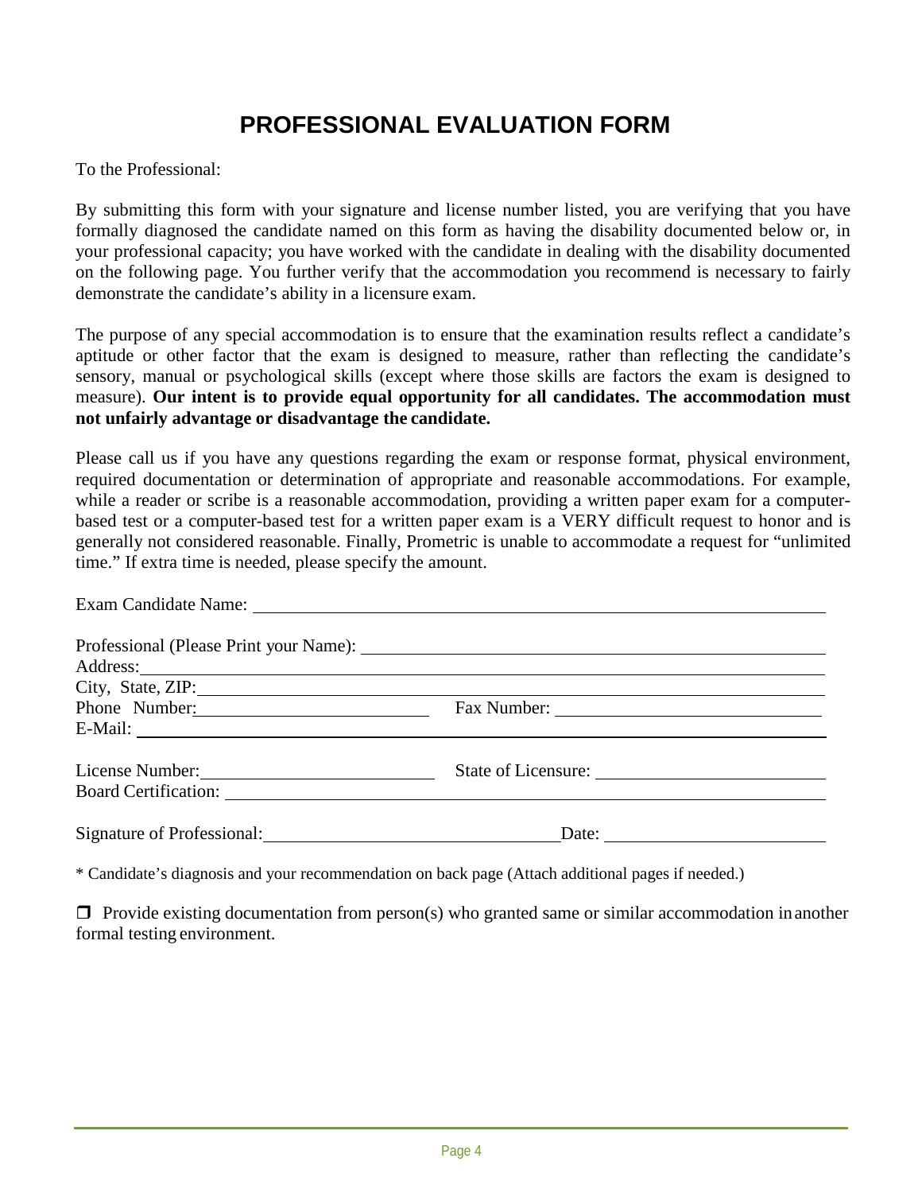# PROFESSIONAL EVALUATION FORM

To the Professional:

By submitting this form with your signature and license number listed, you are verifying that you have formally diagnosed the candidate named on this form as having the disability documented below or, in your professional capacity; you have worked with the candidate in dealing with the disability documented on the following page. You further verify that the accommodation you recommend is necessary to fairly demonstrate the candidate's ability in a licensure exam.

The purpose of any special accommodation is to ensure that the examination results reflect a candidate's aptitude or other factor that the exam is designed to measure, rather than reflecting the candidate's sensory, manual or psychological skills (except where those skills are factors the exam is designed to measure). **Our intent is to provide equal opportunity for all candidates. The accommodation must not unfairly advantage or disadvantage the candidate.**

Please call us if you have any questions regarding the exam or response format, physical environment, required documentation or determination of appropriate and reasonable accommodations. For example, while a reader or scribe is a reasonable accommodation, providing a written paper exam for a computer-based test or a computer-based test for a written paper exam is a VERY difficult request to honor and is generally not considered reasonable. Finally, Prometric is unable to accommodate a request for "unlimited time." If extra time is needed, please specify the amount.

Exam Candidate Name: ______________________________

Professional (Please Print your Name): ______________________________

Address: ______________________________

City, State, ZIP: ______________________________

Phone Number: ______________________________ Fax Number: ______________________________

E-Mail: ______________________________

License Number: ______________________________ State of Licensure: ______________________________

Board Certification: ______________________________

Signature of Professional: ______________________________ Date: ______________________________

* Candidate's diagnosis and your recommendation on back page (Attach additional pages if needed.)

❒ Provide existing documentation from person(s) who granted same or similar accommodation in another formal testing environment.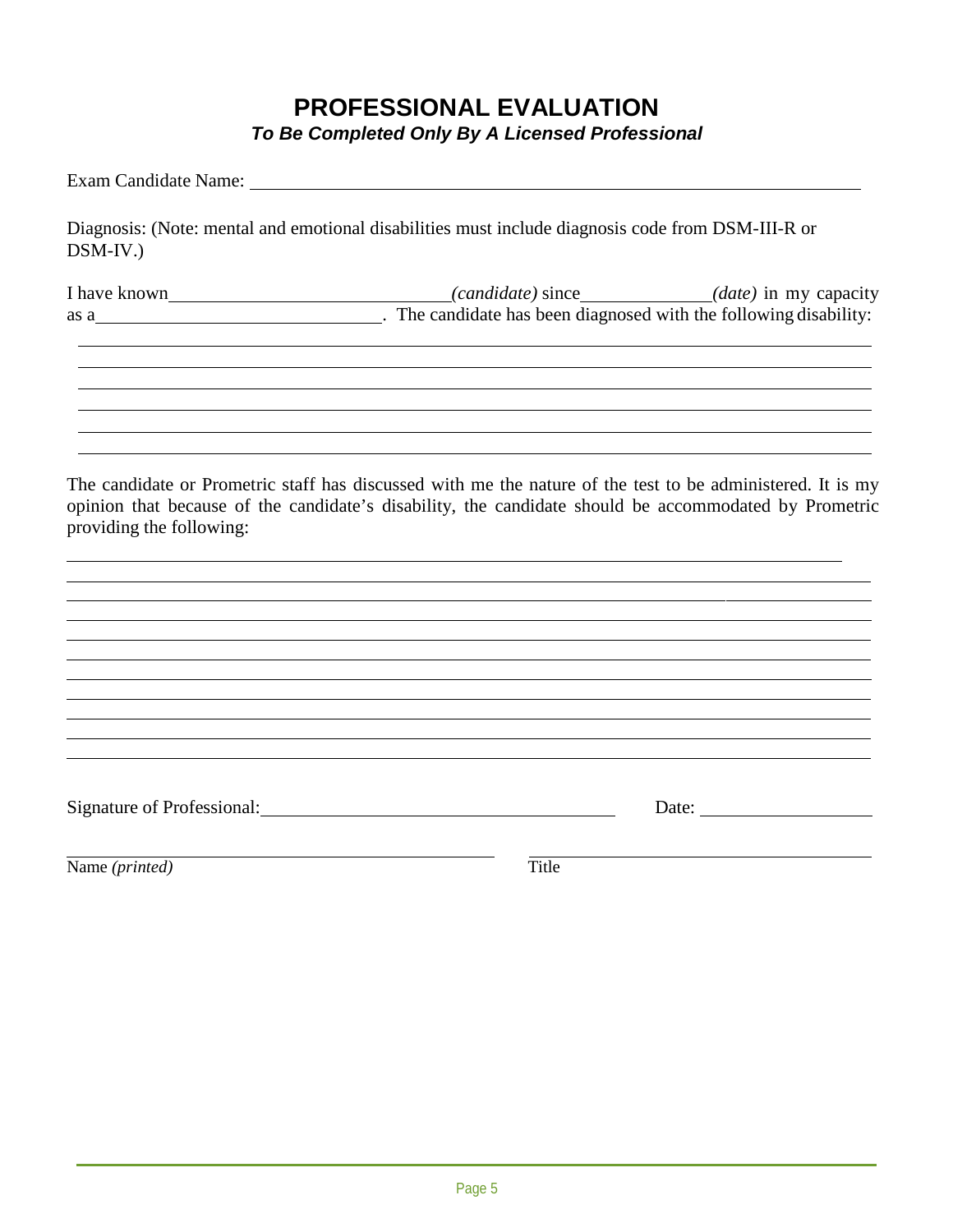# PROFESSIONAL EVALUATION

***To Be Completed Only By A Licensed Professional***

Exam Candidate Name: ____________________________________________

Diagnosis: (Note: mental and emotional disabilities must include diagnosis code from DSM-III-R or DSM-IV.)

I have known ______________________ *(candidate)* since __________ *(date)* in my capacity as a ______________________. The candidate has been diagnosed with the following disability:

____________________________________________________________________

____________________________________________________________________

____________________________________________________________________

____________________________________________________________________

____________________________________________________________________

____________________________________________________________________

The candidate or Prometric staff has discussed with me the nature of the test to be administered. It is my opinion that because of the candidate's disability, the candidate should be accommodated by Prometric providing the following:

____________________________________________________________________

____________________________________________________________________

____________________________________________________________________

____________________________________________________________________

____________________________________________________________________

____________________________________________________________________

____________________________________________________________________

____________________________________________________________________

____________________________________________________________________

____________________________________________________________________

____________________________________________________________________

Signature of Professional: ______________________________ Date: ______________

______________________________ ______________________________

Name *(printed)* Title